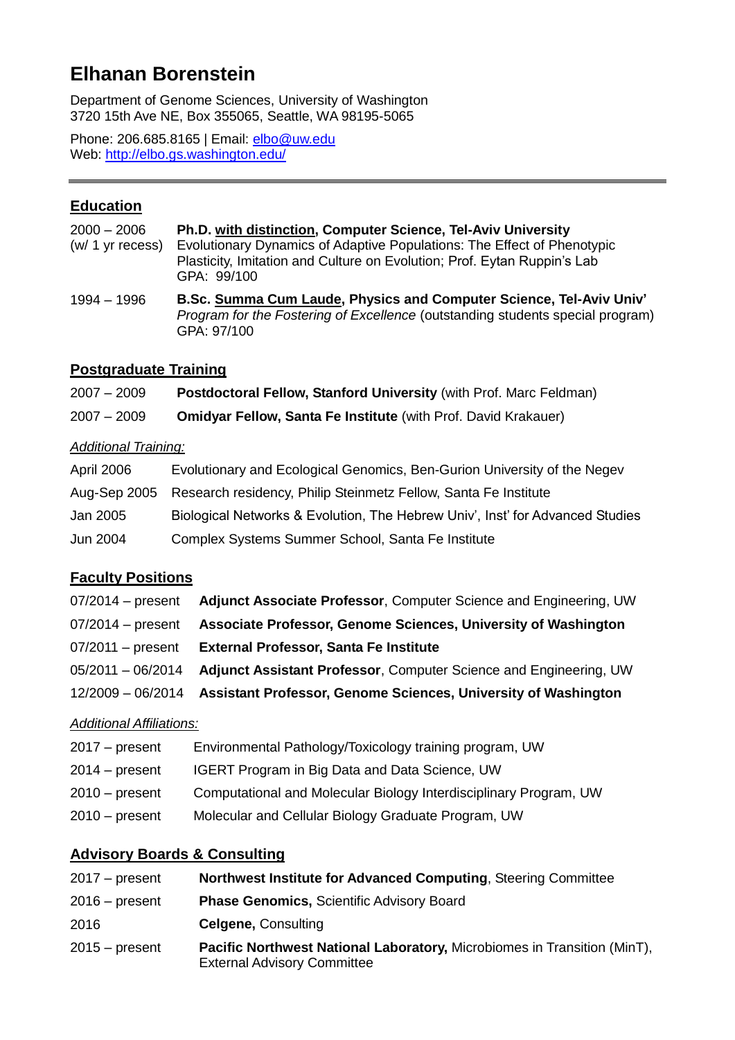# Elhanan Borenstein

Department of Genome Sciences, University of Washington
3720 15th Ave NE, Box 355065, Seattle, WA 98195-5065

Phone: 206.685.8165 | Email: elbo@uw.edu
Web: http://elbo.gs.washington.edu/

---

## Education

2000 – 2006 (w/ 1 yr recess) **Ph.D. with distinction, Computer Science, Tel-Aviv University**
Evolutionary Dynamics of Adaptive Populations: The Effect of Phenotypic Plasticity, Imitation and Culture on Evolution; Prof. Eytan Ruppin's Lab
GPA: 99/100

1994 – 1996 **B.Sc. Summa Cum Laude, Physics and Computer Science, Tel-Aviv Univ'**
*Program for the Fostering of Excellence* (outstanding students special program)
GPA: 97/100

## Postgraduate Training

2007 – 2009 **Postdoctoral Fellow, Stanford University** (with Prof. Marc Feldman)

2007 – 2009 **Omidyar Fellow, Santa Fe Institute** (with Prof. David Krakauer)

*Additional Training:*

April 2006 Evolutionary and Ecological Genomics, Ben-Gurion University of the Negev

Aug-Sep 2005 Research residency, Philip Steinmetz Fellow, Santa Fe Institute

Jan 2005 Biological Networks & Evolution, The Hebrew Univ', Inst' for Advanced Studies

Jun 2004 Complex Systems Summer School, Santa Fe Institute

## Faculty Positions

07/2014 – present **Adjunct Associate Professor**, Computer Science and Engineering, UW

07/2014 – present **Associate Professor, Genome Sciences, University of Washington**

07/2011 – present **External Professor, Santa Fe Institute**

05/2011 – 06/2014 **Adjunct Assistant Professor**, Computer Science and Engineering, UW

12/2009 – 06/2014 **Assistant Professor, Genome Sciences, University of Washington**

*Additional Affiliations:*

2017 – present Environmental Pathology/Toxicology training program, UW

2014 – present IGERT Program in Big Data and Data Science, UW

2010 – present Computational and Molecular Biology Interdisciplinary Program, UW

2010 – present Molecular and Cellular Biology Graduate Program, UW

## Advisory Boards & Consulting

2017 – present **Northwest Institute for Advanced Computing**, Steering Committee

2016 – present **Phase Genomics,** Scientific Advisory Board

2016 **Celgene,** Consulting

2015 – present **Pacific Northwest National Laboratory,** Microbiomes in Transition (MinT), External Advisory Committee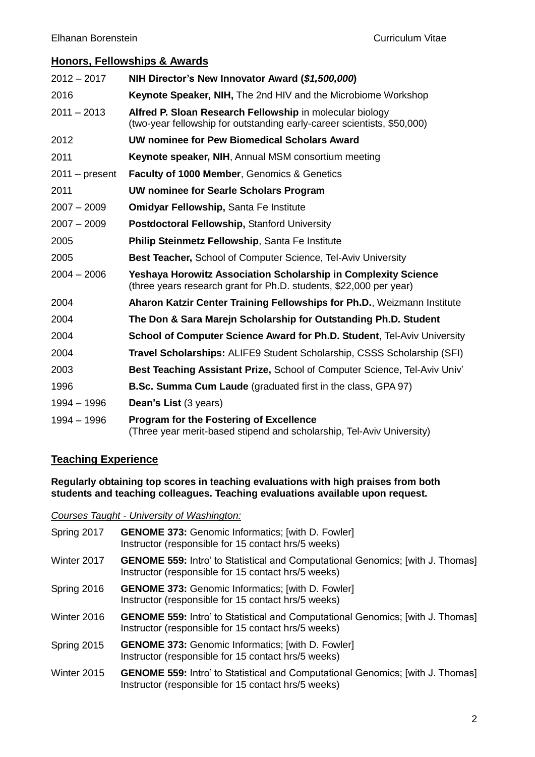## Honors, Fellowships & Awards

| | |
|---|---|
| 2012 – 2017 | **NIH Director's New Innovator Award (*$1,500,000*)** |
| 2016 | **Keynote Speaker, NIH,** The 2nd HIV and the Microbiome Workshop |
| 2011 – 2013 | **Alfred P. Sloan Research Fellowship** in molecular biology (two-year fellowship for outstanding early-career scientists, $50,000) |
| 2012 | **UW nominee for Pew Biomedical Scholars Award** |
| 2011 | **Keynote speaker, NIH**, Annual MSM consortium meeting |
| 2011 – present | **Faculty of 1000 Member**, Genomics & Genetics |
| 2011 | **UW nominee for Searle Scholars Program** |
| 2007 – 2009 | **Omidyar Fellowship,** Santa Fe Institute |
| 2007 – 2009 | **Postdoctoral Fellowship,** Stanford University |
| 2005 | **Philip Steinmetz Fellowship**, Santa Fe Institute |
| 2005 | **Best Teacher,** School of Computer Science, Tel-Aviv University |
| 2004 – 2006 | **Yeshaya Horowitz Association Scholarship in Complexity Science** (three years research grant for Ph.D. students, $22,000 per year) |
| 2004 | **Aharon Katzir Center Training Fellowships for Ph.D.**, Weizmann Institute |
| 2004 | **The Don & Sara Marejn Scholarship for Outstanding Ph.D. Student** |
| 2004 | **School of Computer Science Award for Ph.D. Student**, Tel-Aviv University |
| 2004 | **Travel Scholarships:** ALIFE9 Student Scholarship, CSSS Scholarship (SFI) |
| 2003 | **Best Teaching Assistant Prize,** School of Computer Science, Tel-Aviv Univ' |
| 1996 | **B.Sc. Summa Cum Laude** (graduated first in the class, GPA 97) |
| 1994 – 1996 | **Dean's List** (3 years) |
| 1994 – 1996 | **Program for the Fostering of Excellence** (Three year merit-based stipend and scholarship, Tel-Aviv University) |

## Teaching Experience

**Regularly obtaining top scores in teaching evaluations with high praises from both students and teaching colleagues. Teaching evaluations available upon request.**

*Courses Taught - University of Washington:*

| | |
|---|---|
| Spring 2017 | **GENOME 373:** Genomic Informatics; [with D. Fowler] Instructor (responsible for 15 contact hrs/5 weeks) |
| Winter 2017 | **GENOME 559:** Intro' to Statistical and Computational Genomics; [with J. Thomas] Instructor (responsible for 15 contact hrs/5 weeks) |
| Spring 2016 | **GENOME 373:** Genomic Informatics; [with D. Fowler] Instructor (responsible for 15 contact hrs/5 weeks) |
| Winter 2016 | **GENOME 559:** Intro' to Statistical and Computational Genomics; [with J. Thomas] Instructor (responsible for 15 contact hrs/5 weeks) |
| Spring 2015 | **GENOME 373:** Genomic Informatics; [with D. Fowler] Instructor (responsible for 15 contact hrs/5 weeks) |
| Winter 2015 | **GENOME 559:** Intro' to Statistical and Computational Genomics; [with J. Thomas] Instructor (responsible for 15 contact hrs/5 weeks) |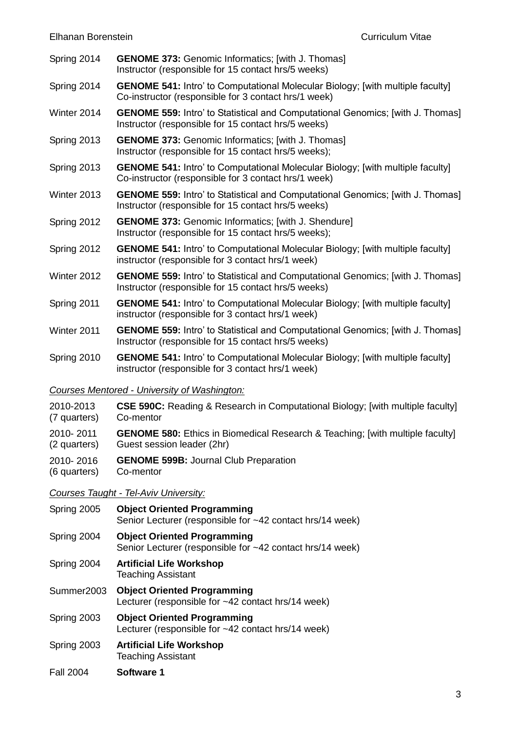Spring 2014 **GENOME 373:** Genomic Informatics; [with J. Thomas]
Instructor (responsible for 15 contact hrs/5 weeks)

Spring 2014 **GENOME 541:** Intro' to Computational Molecular Biology; [with multiple faculty]
Co-instructor (responsible for 3 contact hrs/1 week)

Winter 2014 **GENOME 559:** Intro' to Statistical and Computational Genomics; [with J. Thomas]
Instructor (responsible for 15 contact hrs/5 weeks)

Spring 2013 **GENOME 373:** Genomic Informatics; [with J. Thomas]
Instructor (responsible for 15 contact hrs/5 weeks);

Spring 2013 **GENOME 541:** Intro' to Computational Molecular Biology; [with multiple faculty]
Co-instructor (responsible for 3 contact hrs/1 week)

Winter 2013 **GENOME 559:** Intro' to Statistical and Computational Genomics; [with J. Thomas]
Instructor (responsible for 15 contact hrs/5 weeks)

Spring 2012 **GENOME 373:** Genomic Informatics; [with J. Shendure]
Instructor (responsible for 15 contact hrs/5 weeks);

Spring 2012 **GENOME 541:** Intro' to Computational Molecular Biology; [with multiple faculty]
instructor (responsible for 3 contact hrs/1 week)

Winter 2012 **GENOME 559:** Intro' to Statistical and Computational Genomics; [with J. Thomas]
Instructor (responsible for 15 contact hrs/5 weeks)

Spring 2011 **GENOME 541:** Intro' to Computational Molecular Biology; [with multiple faculty]
instructor (responsible for 3 contact hrs/1 week)

Winter 2011 **GENOME 559:** Intro' to Statistical and Computational Genomics; [with J. Thomas]
Instructor (responsible for 15 contact hrs/5 weeks)

Spring 2010 **GENOME 541:** Intro' to Computational Molecular Biology; [with multiple faculty]
instructor (responsible for 3 contact hrs/1 week)

*Courses Mentored - University of Washington:*

2010-2013 (7 quarters) **CSE 590C:** Reading & Research in Computational Biology; [with multiple faculty]
Co-mentor

2010- 2011 (2 quarters) **GENOME 580:** Ethics in Biomedical Research & Teaching; [with multiple faculty]
Guest session leader (2hr)

2010- 2016 (6 quarters) **GENOME 599B:** Journal Club Preparation
Co-mentor

*Courses Taught - Tel-Aviv University:*

Spring 2005 **Object Oriented Programming**
Senior Lecturer (responsible for ~42 contact hrs/14 week)

Spring 2004 **Object Oriented Programming**
Senior Lecturer (responsible for ~42 contact hrs/14 week)

Spring 2004 **Artificial Life Workshop**
Teaching Assistant

Summer2003 **Object Oriented Programming**
Lecturer (responsible for ~42 contact hrs/14 week)

Spring 2003 **Object Oriented Programming**
Lecturer (responsible for ~42 contact hrs/14 week)

Spring 2003 **Artificial Life Workshop**
Teaching Assistant

Fall 2004 **Software 1**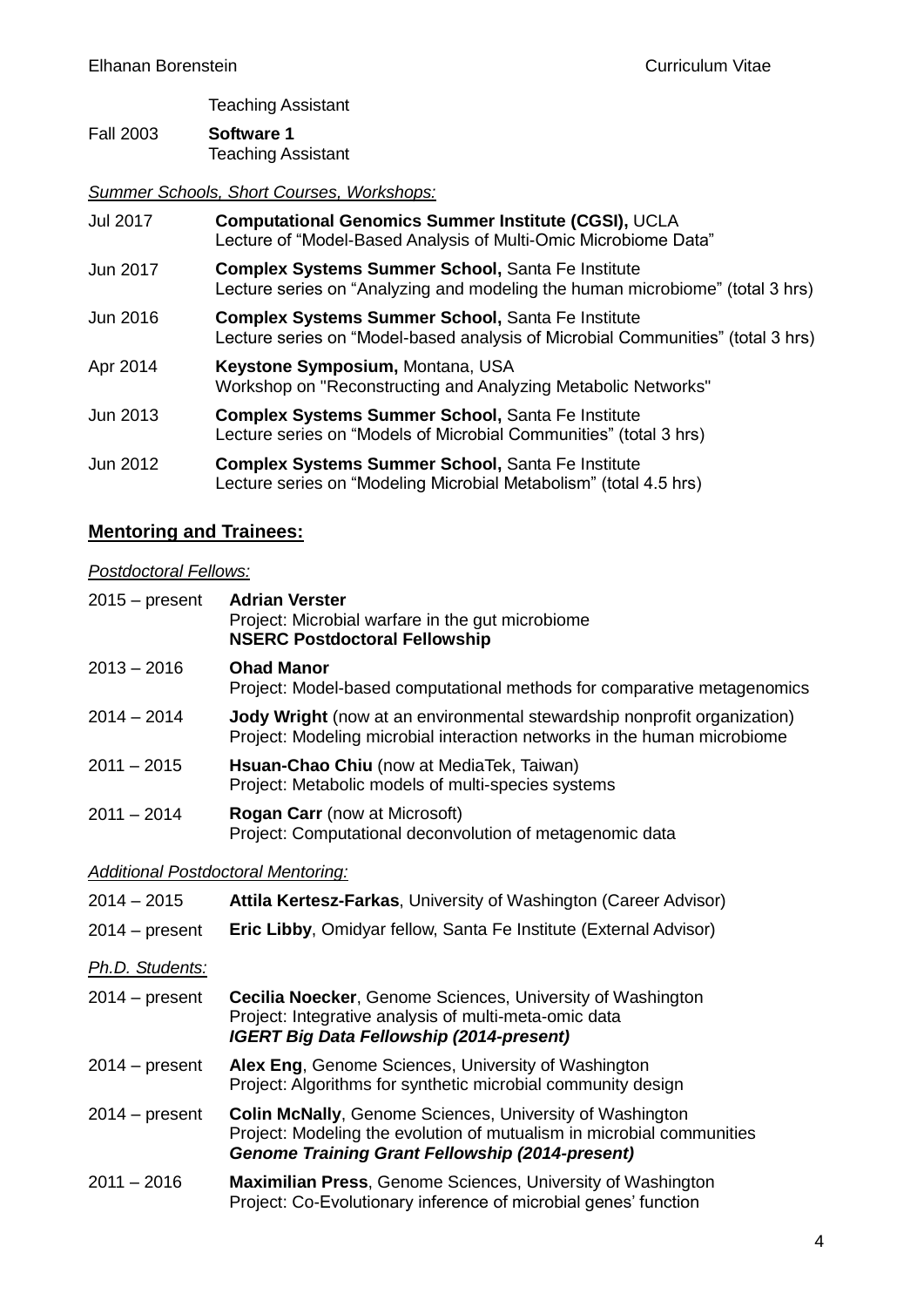Teaching Assistant

Fall 2003 **Software 1**
Teaching Assistant

*Summer Schools, Short Courses, Workshops:*

Jul 2017 **Computational Genomics Summer Institute (CGSI),** UCLA
Lecture of "Model-Based Analysis of Multi-Omic Microbiome Data"

Jun 2017 **Complex Systems Summer School,** Santa Fe Institute
Lecture series on "Analyzing and modeling the human microbiome" (total 3 hrs)

Jun 2016 **Complex Systems Summer School,** Santa Fe Institute
Lecture series on "Model-based analysis of Microbial Communities" (total 3 hrs)

Apr 2014 **Keystone Symposium,** Montana, USA
Workshop on "Reconstructing and Analyzing Metabolic Networks"

Jun 2013 **Complex Systems Summer School,** Santa Fe Institute
Lecture series on "Models of Microbial Communities" (total 3 hrs)

Jun 2012 **Complex Systems Summer School,** Santa Fe Institute
Lecture series on "Modeling Microbial Metabolism" (total 4.5 hrs)

## Mentoring and Trainees:

*Postdoctoral Fellows:*

2015 – present **Adrian Verster**
Project: Microbial warfare in the gut microbiome
**NSERC Postdoctoral Fellowship**

2013 – 2016 **Ohad Manor**
Project: Model-based computational methods for comparative metagenomics

2014 – 2014 **Jody Wright** (now at an environmental stewardship nonprofit organization)
Project: Modeling microbial interaction networks in the human microbiome

2011 – 2015 **Hsuan-Chao Chiu** (now at MediaTek, Taiwan)
Project: Metabolic models of multi-species systems

2011 – 2014 **Rogan Carr** (now at Microsoft)
Project: Computational deconvolution of metagenomic data

*Additional Postdoctoral Mentoring:*

2014 – 2015 **Attila Kertesz-Farkas**, University of Washington (Career Advisor)

2014 – present **Eric Libby**, Omidyar fellow, Santa Fe Institute (External Advisor)

*Ph.D. Students:*

2014 – present **Cecilia Noecker**, Genome Sciences, University of Washington
Project: Integrative analysis of multi-meta-omic data
***IGERT Big Data Fellowship (2014-present)***

2014 – present **Alex Eng**, Genome Sciences, University of Washington
Project: Algorithms for synthetic microbial community design

2014 – present **Colin McNally**, Genome Sciences, University of Washington
Project: Modeling the evolution of mutualism in microbial communities
***Genome Training Grant Fellowship (2014-present)***

2011 – 2016 **Maximilian Press**, Genome Sciences, University of Washington
Project: Co-Evolutionary inference of microbial genes' function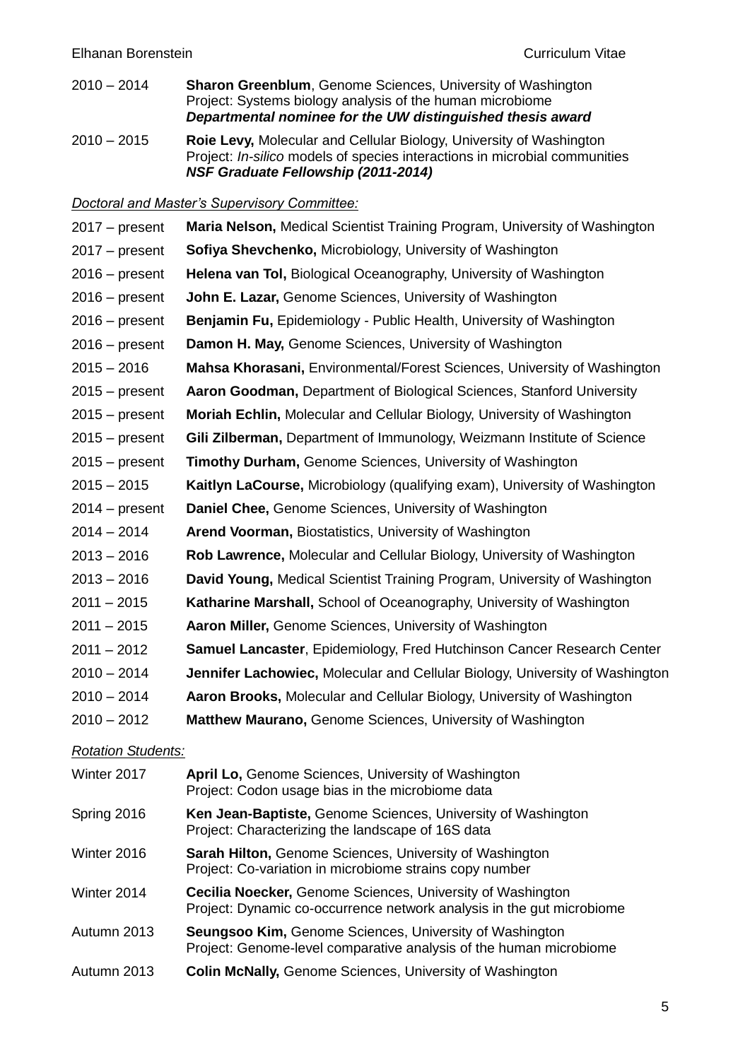2010 – 2014 **Sharon Greenblum**, Genome Sciences, University of Washington
Project: Systems biology analysis of the human microbiome
***Departmental nominee for the UW distinguished thesis award***

2010 – 2015 **Roie Levy,** Molecular and Cellular Biology, University of Washington
Project: *In-silico* models of species interactions in microbial communities
***NSF Graduate Fellowship (2011-2014)***

*Doctoral and Master's Supervisory Committee:*

2017 – present **Maria Nelson,** Medical Scientist Training Program, University of Washington

2017 – present **Sofiya Shevchenko,** Microbiology, University of Washington

2016 – present **Helena van Tol,** Biological Oceanography, University of Washington

2016 – present **John E. Lazar,** Genome Sciences, University of Washington

2016 – present **Benjamin Fu,** Epidemiology - Public Health, University of Washington

2016 – present **Damon H. May,** Genome Sciences, University of Washington

2015 – 2016 **Mahsa Khorasani,** Environmental/Forest Sciences, University of Washington

2015 – present **Aaron Goodman,** Department of Biological Sciences, Stanford University

2015 – present **Moriah Echlin,** Molecular and Cellular Biology, University of Washington

2015 – present **Gili Zilberman,** Department of Immunology, Weizmann Institute of Science

2015 – present **Timothy Durham,** Genome Sciences, University of Washington

2015 – 2015 **Kaitlyn LaCourse,** Microbiology (qualifying exam), University of Washington

2014 – present **Daniel Chee,** Genome Sciences, University of Washington

2014 – 2014 **Arend Voorman,** Biostatistics, University of Washington

2013 – 2016 **Rob Lawrence,** Molecular and Cellular Biology, University of Washington

2013 – 2016 **David Young,** Medical Scientist Training Program, University of Washington

2011 – 2015 **Katharine Marshall,** School of Oceanography, University of Washington

2011 – 2015 **Aaron Miller,** Genome Sciences, University of Washington

2011 – 2012 **Samuel Lancaster**, Epidemiology, Fred Hutchinson Cancer Research Center

2010 – 2014 **Jennifer Lachowiec,** Molecular and Cellular Biology, University of Washington

2010 – 2014 **Aaron Brooks,** Molecular and Cellular Biology, University of Washington

2010 – 2012 **Matthew Maurano,** Genome Sciences, University of Washington

*Rotation Students:*

Winter 2017 **April Lo,** Genome Sciences, University of Washington
Project: Codon usage bias in the microbiome data

Spring 2016 **Ken Jean-Baptiste,** Genome Sciences, University of Washington
Project: Characterizing the landscape of 16S data

Winter 2016 **Sarah Hilton,** Genome Sciences, University of Washington
Project: Co-variation in microbiome strains copy number

Winter 2014 **Cecilia Noecker,** Genome Sciences, University of Washington
Project: Dynamic co-occurrence network analysis in the gut microbiome

Autumn 2013 **Seungsoo Kim,** Genome Sciences, University of Washington
Project: Genome-level comparative analysis of the human microbiome

Autumn 2013 **Colin McNally,** Genome Sciences, University of Washington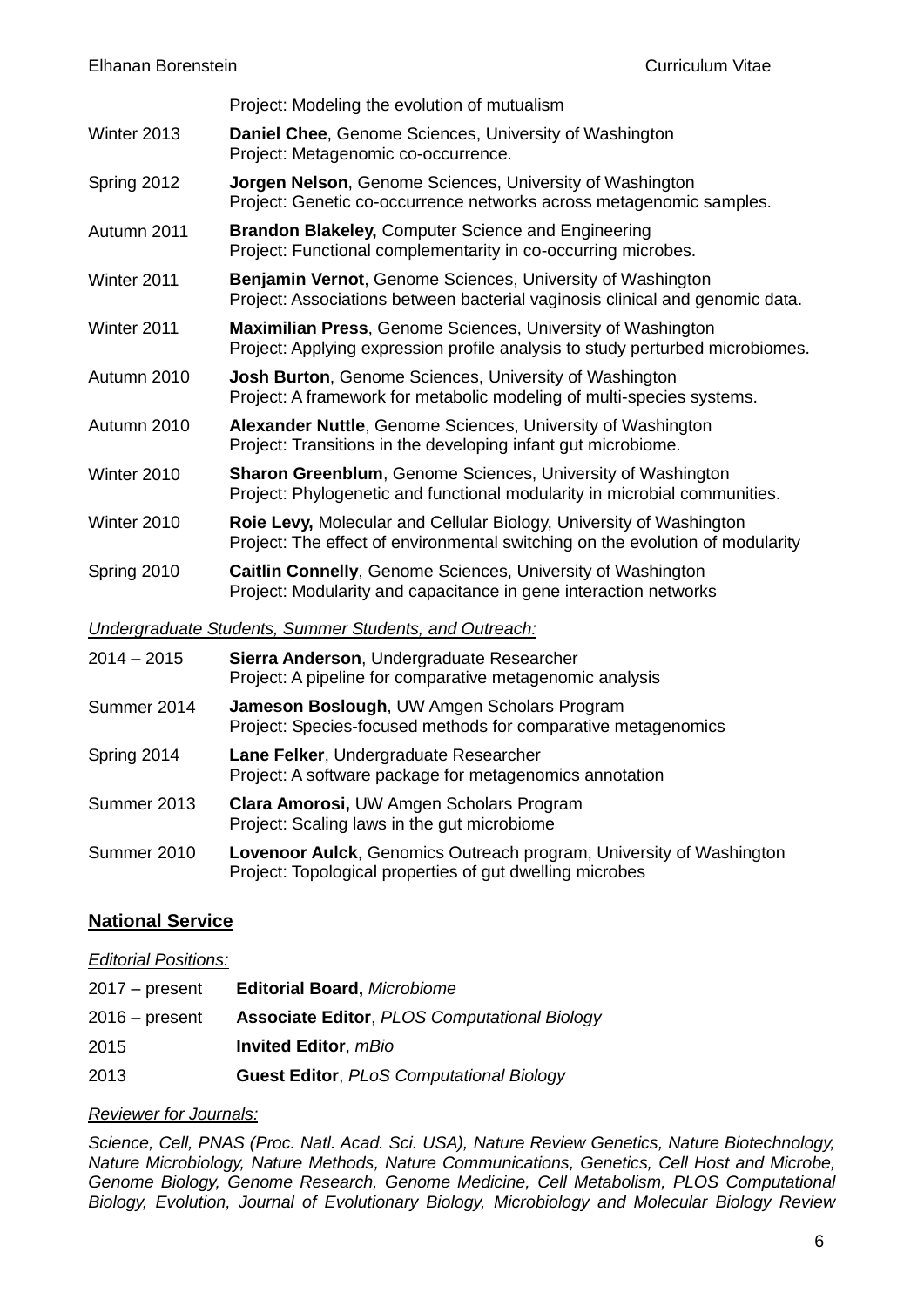Project: Modeling the evolution of mutualism

Winter 2013 **Daniel Chee**, Genome Sciences, University of Washington
Project: Metagenomic co-occurrence.

Spring 2012 **Jorgen Nelson**, Genome Sciences, University of Washington
Project: Genetic co-occurrence networks across metagenomic samples.

Autumn 2011 **Brandon Blakeley,** Computer Science and Engineering
Project: Functional complementarity in co-occurring microbes.

Winter 2011 **Benjamin Vernot**, Genome Sciences, University of Washington
Project: Associations between bacterial vaginosis clinical and genomic data.

Winter 2011 **Maximilian Press**, Genome Sciences, University of Washington
Project: Applying expression profile analysis to study perturbed microbiomes.

Autumn 2010 **Josh Burton**, Genome Sciences, University of Washington
Project: A framework for metabolic modeling of multi-species systems.

Autumn 2010 **Alexander Nuttle**, Genome Sciences, University of Washington
Project: Transitions in the developing infant gut microbiome.

Winter 2010 **Sharon Greenblum**, Genome Sciences, University of Washington
Project: Phylogenetic and functional modularity in microbial communities.

Winter 2010 **Roie Levy,** Molecular and Cellular Biology, University of Washington
Project: The effect of environmental switching on the evolution of modularity

Spring 2010 **Caitlin Connelly**, Genome Sciences, University of Washington
Project: Modularity and capacitance in gene interaction networks

*Undergraduate Students, Summer Students, and Outreach:*

2014 – 2015 **Sierra Anderson**, Undergraduate Researcher
Project: A pipeline for comparative metagenomic analysis

Summer 2014 **Jameson Boslough**, UW Amgen Scholars Program
Project: Species-focused methods for comparative metagenomics

Spring 2014 **Lane Felker**, Undergraduate Researcher
Project: A software package for metagenomics annotation

Summer 2013 **Clara Amorosi,** UW Amgen Scholars Program
Project: Scaling laws in the gut microbiome

Summer 2010 **Lovenoor Aulck**, Genomics Outreach program, University of Washington
Project: Topological properties of gut dwelling microbes

## National Service

*Editorial Positions:*

2017 – present **Editorial Board,** *Microbiome*

2016 – present **Associate Editor**, *PLOS Computational Biology*

2015 **Invited Editor**, *mBio*

2013 **Guest Editor**, *PLoS Computational Biology*

*Reviewer for Journals:*

*Science, Cell, PNAS (Proc. Natl. Acad. Sci. USA), Nature Review Genetics, Nature Biotechnology, Nature Microbiology, Nature Methods, Nature Communications, Genetics, Cell Host and Microbe, Genome Biology, Genome Research, Genome Medicine, Cell Metabolism, PLOS Computational Biology, Evolution, Journal of Evolutionary Biology, Microbiology and Molecular Biology Review*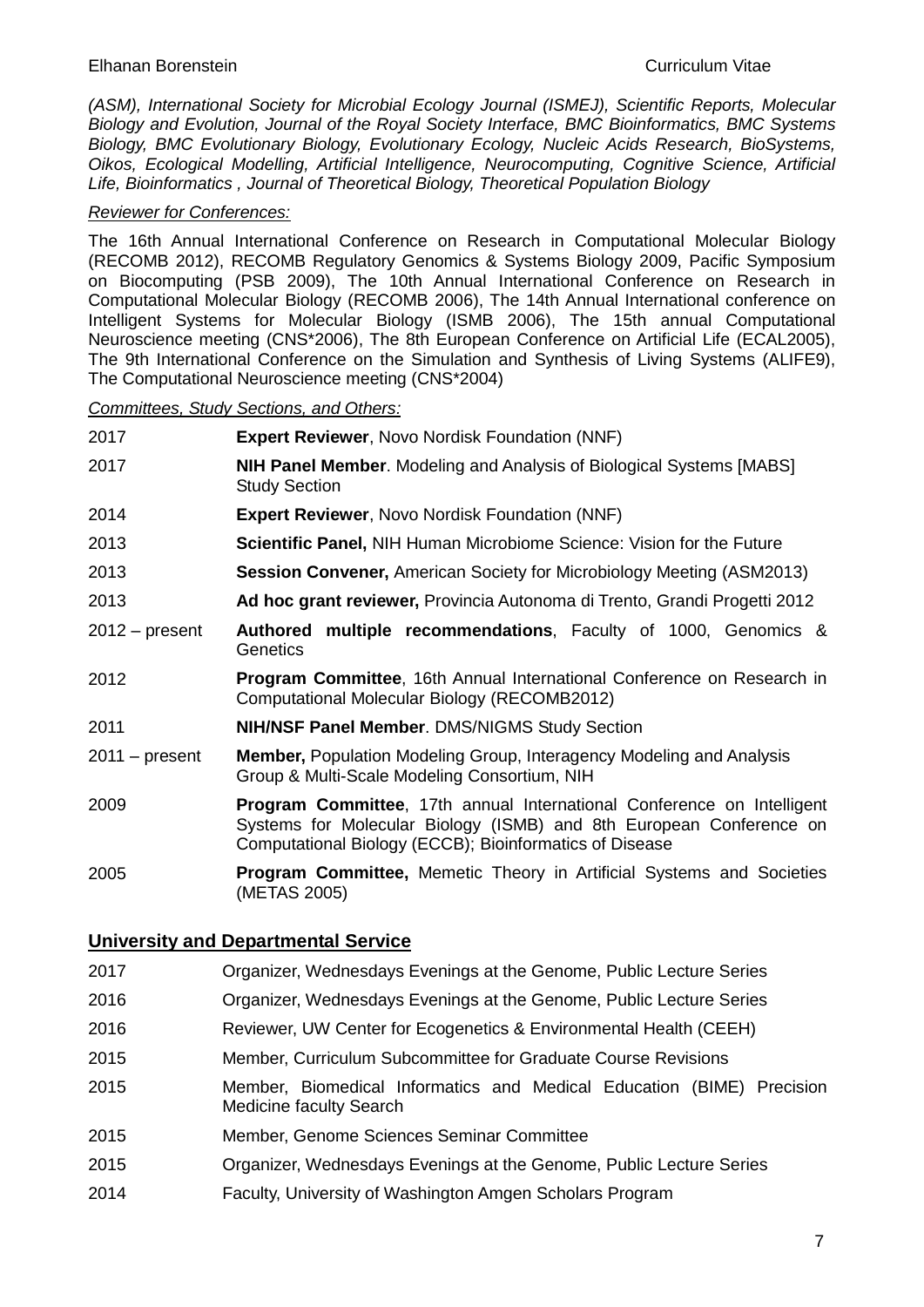*(ASM), International Society for Microbial Ecology Journal (ISMEJ), Scientific Reports, Molecular Biology and Evolution, Journal of the Royal Society Interface, BMC Bioinformatics, BMC Systems Biology, BMC Evolutionary Biology, Evolutionary Ecology, Nucleic Acids Research, BioSystems, Oikos, Ecological Modelling, Artificial Intelligence, Neurocomputing, Cognitive Science, Artificial Life, Bioinformatics , Journal of Theoretical Biology, Theoretical Population Biology*

*Reviewer for Conferences:*

The 16th Annual International Conference on Research in Computational Molecular Biology (RECOMB 2012), RECOMB Regulatory Genomics & Systems Biology 2009, Pacific Symposium on Biocomputing (PSB 2009), The 10th Annual International Conference on Research in Computational Molecular Biology (RECOMB 2006), The 14th Annual International conference on Intelligent Systems for Molecular Biology (ISMB 2006), The 15th annual Computational Neuroscience meeting (CNS*2006), The 8th European Conference on Artificial Life (ECAL2005), The 9th International Conference on the Simulation and Synthesis of Living Systems (ALIFE9), The Computational Neuroscience meeting (CNS*2004)

*Committees, Study Sections, and Others:*

| | |
|---|---|
| 2017 | **Expert Reviewer**, Novo Nordisk Foundation (NNF) |
| 2017 | **NIH Panel Member**. Modeling and Analysis of Biological Systems [MABS] Study Section |
| 2014 | **Expert Reviewer**, Novo Nordisk Foundation (NNF) |
| 2013 | **Scientific Panel,** NIH Human Microbiome Science: Vision for the Future |
| 2013 | **Session Convener,** American Society for Microbiology Meeting (ASM2013) |
| 2013 | **Ad hoc grant reviewer,** Provincia Autonoma di Trento, Grandi Progetti 2012 |
| 2012 – present | **Authored multiple recommendations**, Faculty of 1000, Genomics & Genetics |
| 2012 | **Program Committee**, 16th Annual International Conference on Research in Computational Molecular Biology (RECOMB2012) |
| 2011 | **NIH/NSF Panel Member**. DMS/NIGMS Study Section |
| 2011 – present | **Member,** Population Modeling Group, Interagency Modeling and Analysis Group & Multi-Scale Modeling Consortium, NIH |
| 2009 | **Program Committee**, 17th annual International Conference on Intelligent Systems for Molecular Biology (ISMB) and 8th European Conference on Computational Biology (ECCB); Bioinformatics of Disease |
| 2005 | **Program Committee,** Memetic Theory in Artificial Systems and Societies (METAS 2005) |

## University and Departmental Service

| | |
|---|---|
| 2017 | Organizer, Wednesdays Evenings at the Genome, Public Lecture Series |
| 2016 | Organizer, Wednesdays Evenings at the Genome, Public Lecture Series |
| 2016 | Reviewer, UW Center for Ecogenetics & Environmental Health (CEEH) |
| 2015 | Member, Curriculum Subcommittee for Graduate Course Revisions |
| 2015 | Member, Biomedical Informatics and Medical Education (BIME) Precision Medicine faculty Search |
| 2015 | Member, Genome Sciences Seminar Committee |
| 2015 | Organizer, Wednesdays Evenings at the Genome, Public Lecture Series |
| 2014 | Faculty, University of Washington Amgen Scholars Program |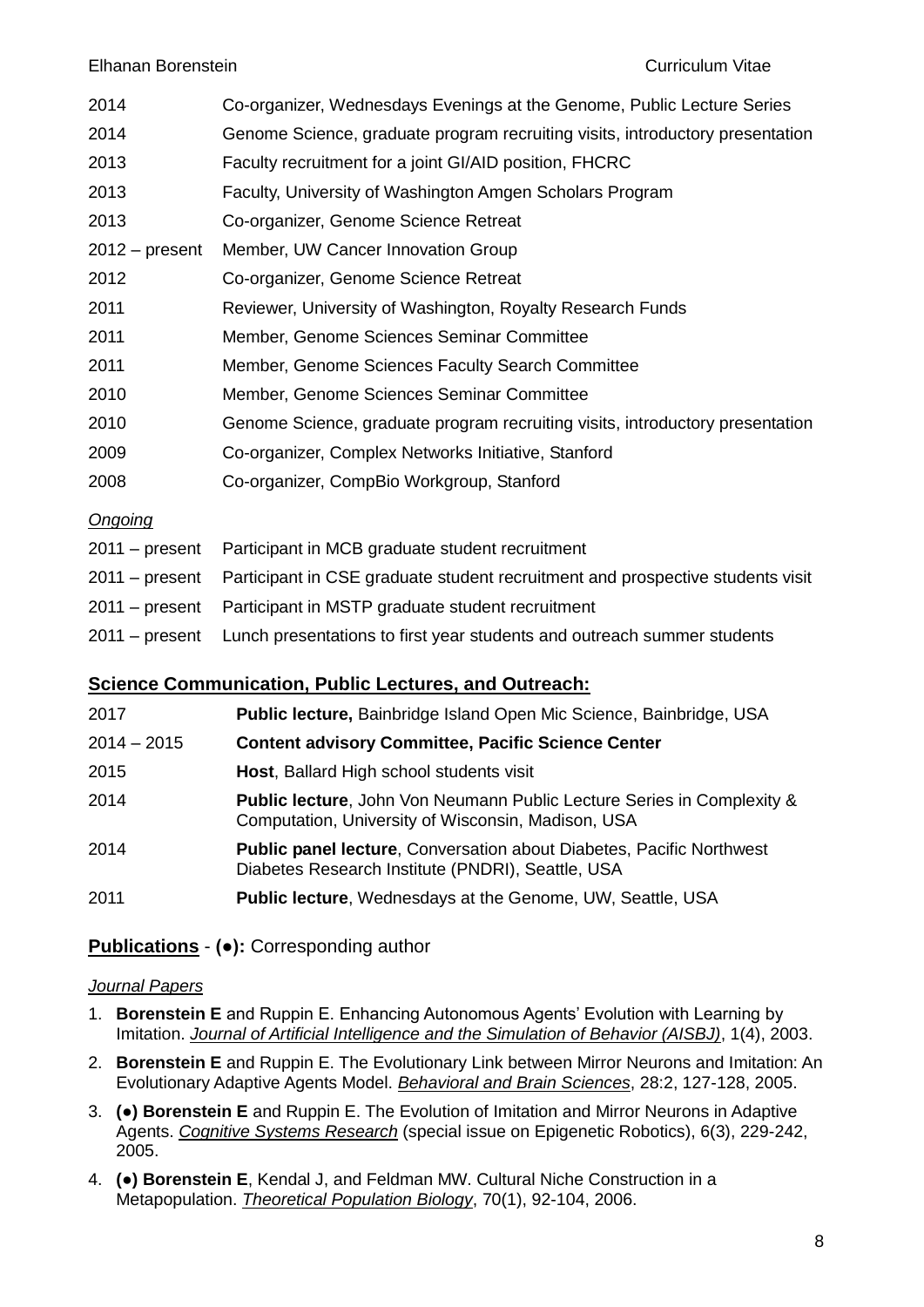| | |
|---|---|
| 2014 | Co-organizer, Wednesdays Evenings at the Genome, Public Lecture Series |
| 2014 | Genome Science, graduate program recruiting visits, introductory presentation |
| 2013 | Faculty recruitment for a joint GI/AID position, FHCRC |
| 2013 | Faculty, University of Washington Amgen Scholars Program |
| 2013 | Co-organizer, Genome Science Retreat |
| 2012 – present | Member, UW Cancer Innovation Group |
| 2012 | Co-organizer, Genome Science Retreat |
| 2011 | Reviewer, University of Washington, Royalty Research Funds |
| 2011 | Member, Genome Sciences Seminar Committee |
| 2011 | Member, Genome Sciences Faculty Search Committee |
| 2010 | Member, Genome Sciences Seminar Committee |
| 2010 | Genome Science, graduate program recruiting visits, introductory presentation |
| 2009 | Co-organizer, Complex Networks Initiative, Stanford |
| 2008 | Co-organizer, CompBio Workgroup, Stanford |

*Ongoing*

| | |
|---|---|
| 2011 – present | Participant in MCB graduate student recruitment |
| 2011 – present | Participant in CSE graduate student recruitment and prospective students visit |
| 2011 – present | Participant in MSTP graduate student recruitment |
| 2011 – present | Lunch presentations to first year students and outreach summer students |

## Science Communication, Public Lectures, and Outreach:

| | |
|---|---|
| 2017 | **Public lecture,** Bainbridge Island Open Mic Science, Bainbridge, USA |
| 2014 – 2015 | **Content advisory Committee, Pacific Science Center** |
| 2015 | **Host**, Ballard High school students visit |
| 2014 | **Public lecture**, John Von Neumann Public Lecture Series in Complexity & Computation, University of Wisconsin, Madison, USA |
| 2014 | **Public panel lecture**, Conversation about Diabetes, Pacific Northwest Diabetes Research Institute (PNDRI), Seattle, USA |
| 2011 | **Public lecture**, Wednesdays at the Genome, UW, Seattle, USA |

## Publications - (●): Corresponding author

*Journal Papers*

1. **Borenstein E** and Ruppin E. Enhancing Autonomous Agents' Evolution with Learning by Imitation. *Journal of Artificial Intelligence and the Simulation of Behavior (AISBJ)*, 1(4), 2003.
2. **Borenstein E** and Ruppin E. The Evolutionary Link between Mirror Neurons and Imitation: An Evolutionary Adaptive Agents Model. *Behavioral and Brain Sciences*, 28:2, 127-128, 2005.
3. **(●) Borenstein E** and Ruppin E. The Evolution of Imitation and Mirror Neurons in Adaptive Agents. *Cognitive Systems Research* (special issue on Epigenetic Robotics), 6(3), 229-242, 2005.
4. **(●) Borenstein E**, Kendal J, and Feldman MW. Cultural Niche Construction in a Metapopulation. *Theoretical Population Biology*, 70(1), 92-104, 2006.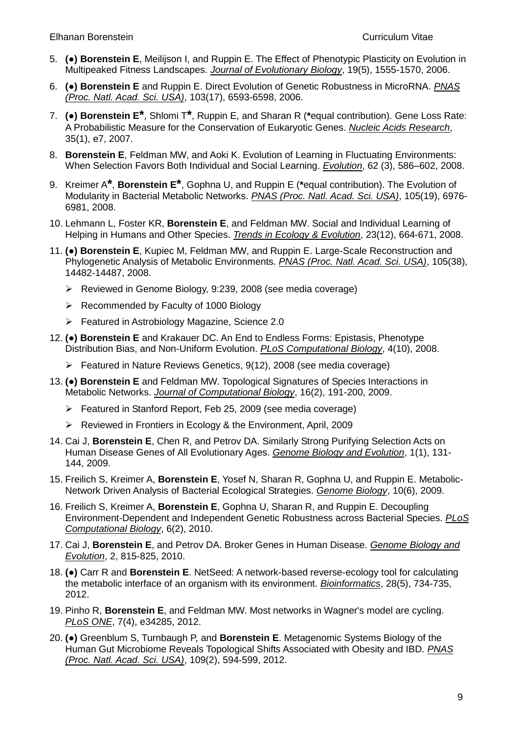5. **(●) Borenstein E**, Meilijson I, and Ruppin E. The Effect of Phenotypic Plasticity on Evolution in Multipeaked Fitness Landscapes. *Journal of Evolutionary Biology*, 19(5), 1555-1570, 2006.

6. **(●) Borenstein E** and Ruppin E. Direct Evolution of Genetic Robustness in MicroRNA. *PNAS (Proc. Natl. Acad. Sci. USA)*, 103(17), 6593-6598, 2006.

7. **(●) Borenstein E***, Shlomi T*, Ruppin E, and Sharan R (*equal contribution). Gene Loss Rate: A Probabilistic Measure for the Conservation of Eukaryotic Genes. *Nucleic Acids Research*, 35(1), e7, 2007.

8. **Borenstein E**, Feldman MW, and Aoki K. Evolution of Learning in Fluctuating Environments: When Selection Favors Both Individual and Social Learning. *Evolution*, 62 (3), 586–602, 2008.

9. Kreimer A*, **Borenstein E***, Gophna U, and Ruppin E (*equal contribution). The Evolution of Modularity in Bacterial Metabolic Networks. *PNAS (Proc. Natl. Acad. Sci. USA)*, 105(19), 6976-6981, 2008.

10. Lehmann L, Foster KR, **Borenstein E**, and Feldman MW. Social and Individual Learning of Helping in Humans and Other Species. *Trends in Ecology & Evolution*, 23(12), 664-671, 2008.

11. **(●) Borenstein E**, Kupiec M, Feldman MW, and Ruppin E. Large-Scale Reconstruction and Phylogenetic Analysis of Metabolic Environments. *PNAS (Proc. Natl. Acad. Sci. USA)*, 105(38), 14482-14487, 2008.
    - Reviewed in Genome Biology, 9:239, 2008 (see media coverage)
    - Recommended by Faculty of 1000 Biology
    - Featured in Astrobiology Magazine, Science 2.0

12. **(●) Borenstein E** and Krakauer DC. An End to Endless Forms: Epistasis, Phenotype Distribution Bias, and Non-Uniform Evolution. *PLoS Computational Biology*, 4(10), 2008.
    - Featured in Nature Reviews Genetics, 9(12), 2008 (see media coverage)

13. **(●) Borenstein E** and Feldman MW. Topological Signatures of Species Interactions in Metabolic Networks. *Journal of Computational Biology*, 16(2), 191-200, 2009.
    - Featured in Stanford Report, Feb 25, 2009 (see media coverage)
    - Reviewed in Frontiers in Ecology & the Environment, April, 2009

14. Cai J, **Borenstein E**, Chen R, and Petrov DA. Similarly Strong Purifying Selection Acts on Human Disease Genes of All Evolutionary Ages. *Genome Biology and Evolution*, 1(1), 131-144, 2009.

15. Freilich S, Kreimer A, **Borenstein E**, Yosef N, Sharan R, Gophna U, and Ruppin E. Metabolic-Network Driven Analysis of Bacterial Ecological Strategies. *Genome Biology*, 10(6), 2009.

16. Freilich S, Kreimer A, **Borenstein E**, Gophna U, Sharan R, and Ruppin E. Decoupling Environment-Dependent and Independent Genetic Robustness across Bacterial Species. *PLoS Computational Biology*, 6(2), 2010.

17. Cai J, **Borenstein E**, and Petrov DA. Broker Genes in Human Disease. *Genome Biology and Evolution*, 2, 815-825, 2010.

18. **(●)** Carr R and **Borenstein E**. NetSeed: A network-based reverse-ecology tool for calculating the metabolic interface of an organism with its environment. *Bioinformatics*, 28(5), 734-735, 2012.

19. Pinho R, **Borenstein E**, and Feldman MW. Most networks in Wagner's model are cycling. *PLoS ONE*, 7(4), e34285, 2012.

20. **(●)** Greenblum S, Turnbaugh P, and **Borenstein E**. Metagenomic Systems Biology of the Human Gut Microbiome Reveals Topological Shifts Associated with Obesity and IBD. *PNAS (Proc. Natl. Acad. Sci. USA)*, 109(2), 594-599, 2012.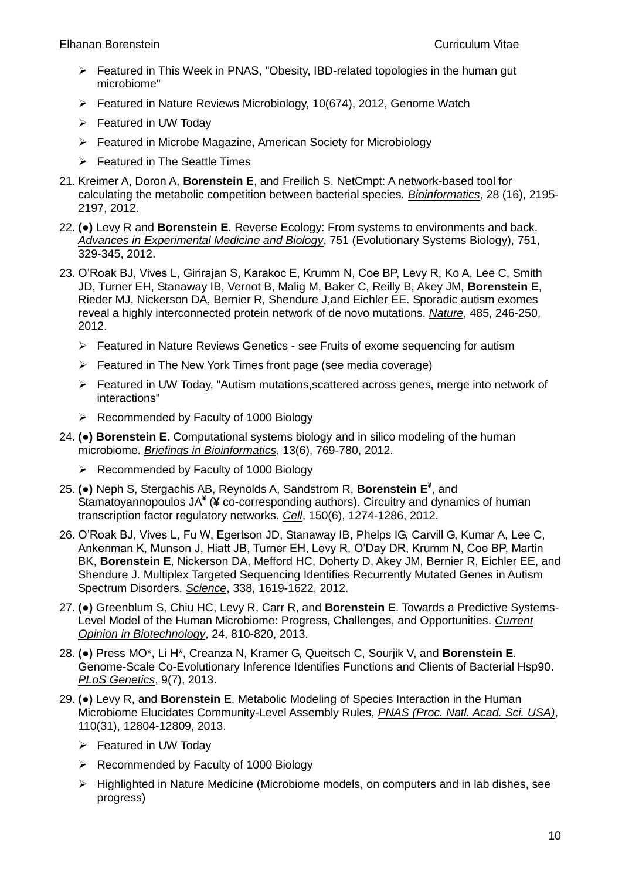- Featured in This Week in PNAS, "Obesity, IBD-related topologies in the human gut microbiome"
- Featured in Nature Reviews Microbiology, 10(674), 2012, Genome Watch
- Featured in UW Today
- Featured in Microbe Magazine, American Society for Microbiology
- Featured in The Seattle Times

21. Kreimer A, Doron A, **Borenstein E**, and Freilich S. NetCmpt: A network-based tool for calculating the metabolic competition between bacterial species. *Bioinformatics*, 28 (16), 2195-2197, 2012.

22. **(●)** Levy R and **Borenstein E**. Reverse Ecology: From systems to environments and back. *Advances in Experimental Medicine and Biology*, 751 (Evolutionary Systems Biology), 751, 329-345, 2012.

23. O'Roak BJ, Vives L, Girirajan S, Karakoc E, Krumm N, Coe BP, Levy R, Ko A, Lee C, Smith JD, Turner EH, Stanaway IB, Vernot B, Malig M, Baker C, Reilly B, Akey JM, **Borenstein E**, Rieder MJ, Nickerson DA, Bernier R, Shendure J,and Eichler EE. Sporadic autism exomes reveal a highly interconnected protein network of de novo mutations. *Nature*, 485, 246-250, 2012.
    - Featured in Nature Reviews Genetics - see Fruits of exome sequencing for autism
    - Featured in The New York Times front page (see media coverage)
    - Featured in UW Today, "Autism mutations,scattered across genes, merge into network of interactions"
    - Recommended by Faculty of 1000 Biology

24. **(●) Borenstein E**. Computational systems biology and in silico modeling of the human microbiome. *Briefings in Bioinformatics*, 13(6), 769-780, 2012.
    - Recommended by Faculty of 1000 Biology

25. **(●)** Neph S, Stergachis AB, Reynolds A, Sandstrom R, **Borenstein E**[¥], and Stamatoyannopoulos JA[¥] (**¥** co-corresponding authors). Circuitry and dynamics of human transcription factor regulatory networks. *Cell*, 150(6), 1274-1286, 2012.

26. O'Roak BJ, Vives L, Fu W, Egertson JD, Stanaway IB, Phelps IG, Carvill G, Kumar A, Lee C, Ankenman K, Munson J, Hiatt JB, Turner EH, Levy R, O'Day DR, Krumm N, Coe BP, Martin BK, **Borenstein E**, Nickerson DA, Mefford HC, Doherty D, Akey JM, Bernier R, Eichler EE, and Shendure J. Multiplex Targeted Sequencing Identifies Recurrently Mutated Genes in Autism Spectrum Disorders. *Science*, 338, 1619-1622, 2012.

27. **(●)** Greenblum S, Chiu HC, Levy R, Carr R, and **Borenstein E**. Towards a Predictive Systems-Level Model of the Human Microbiome: Progress, Challenges, and Opportunities. *Current Opinion in Biotechnology*, 24, 810-820, 2013.

28. **(●)** Press MO*, Li H*, Creanza N, Kramer G, Queitsch C, Sourjik V, and **Borenstein E**. Genome-Scale Co-Evolutionary Inference Identifies Functions and Clients of Bacterial Hsp90. *PLoS Genetics*, 9(7), 2013.

29. **(●)** Levy R, and **Borenstein E**. Metabolic Modeling of Species Interaction in the Human Microbiome Elucidates Community-Level Assembly Rules, *PNAS (Proc. Natl. Acad. Sci. USA)*, 110(31), 12804-12809, 2013.
    - Featured in UW Today
    - Recommended by Faculty of 1000 Biology
    - Highlighted in Nature Medicine (Microbiome models, on computers and in lab dishes, see progress)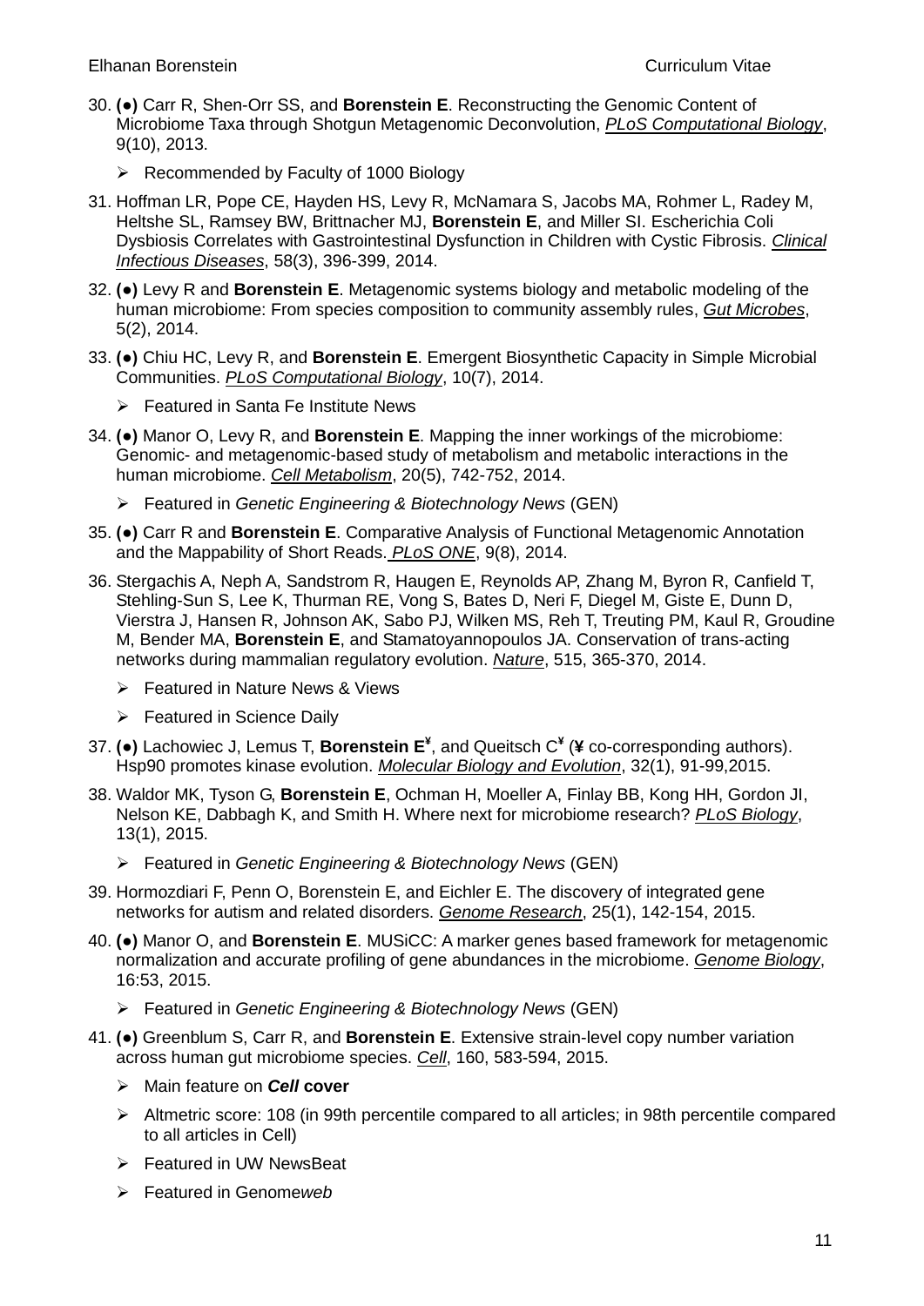30. **(●)** Carr R, Shen-Orr SS, and **Borenstein E**. Reconstructing the Genomic Content of Microbiome Taxa through Shotgun Metagenomic Deconvolution, *PLoS Computational Biology*, 9(10), 2013.
    - Recommended by Faculty of 1000 Biology
31. Hoffman LR, Pope CE, Hayden HS, Levy R, McNamara S, Jacobs MA, Rohmer L, Radey M, Heltshe SL, Ramsey BW, Brittnacher MJ, **Borenstein E**, and Miller SI. Escherichia Coli Dysbiosis Correlates with Gastrointestinal Dysfunction in Children with Cystic Fibrosis. *Clinical Infectious Diseases*, 58(3), 396-399, 2014.
32. **(●)** Levy R and **Borenstein E**. Metagenomic systems biology and metabolic modeling of the human microbiome: From species composition to community assembly rules, *Gut Microbes*, 5(2), 2014.
33. **(●)** Chiu HC, Levy R, and **Borenstein E**. Emergent Biosynthetic Capacity in Simple Microbial Communities. *PLoS Computational Biology*, 10(7), 2014.
    - Featured in Santa Fe Institute News
34. **(●)** Manor O, Levy R, and **Borenstein E**. Mapping the inner workings of the microbiome: Genomic- and metagenomic-based study of metabolism and metabolic interactions in the human microbiome. *Cell Metabolism*, 20(5), 742-752, 2014.
    - Featured in *Genetic Engineering & Biotechnology News* (GEN)
35. **(●)** Carr R and **Borenstein E**. Comparative Analysis of Functional Metagenomic Annotation and the Mappability of Short Reads. *PLoS ONE*, 9(8), 2014.
36. Stergachis A, Neph A, Sandstrom R, Haugen E, Reynolds AP, Zhang M, Byron R, Canfield T, Stehling-Sun S, Lee K, Thurman RE, Vong S, Bates D, Neri F, Diegel M, Giste E, Dunn D, Vierstra J, Hansen R, Johnson AK, Sabo PJ, Wilken MS, Reh T, Treuting PM, Kaul R, Groudine M, Bender MA, **Borenstein E**, and Stamatoyannopoulos JA. Conservation of trans-acting networks during mammalian regulatory evolution. *Nature*, 515, 365-370, 2014.
    - Featured in Nature News & Views
    - Featured in Science Daily
37. **(●)** Lachowiec J, Lemus T, **Borenstein E**[¥], and Queitsch C[¥] (**¥** co-corresponding authors). Hsp90 promotes kinase evolution. *Molecular Biology and Evolution*, 32(1), 91-99,2015.
38. Waldor MK, Tyson G, **Borenstein E**, Ochman H, Moeller A, Finlay BB, Kong HH, Gordon JI, Nelson KE, Dabbagh K, and Smith H. Where next for microbiome research? *PLoS Biology*, 13(1), 2015.
    - Featured in *Genetic Engineering & Biotechnology News* (GEN)
39. Hormozdiari F, Penn O, Borenstein E, and Eichler E. The discovery of integrated gene networks for autism and related disorders. *Genome Research*, 25(1), 142-154, 2015.
40. **(●)** Manor O, and **Borenstein E**. MUSiCC: A marker genes based framework for metagenomic normalization and accurate profiling of gene abundances in the microbiome. *Genome Biology*, 16:53, 2015.
    - Featured in *Genetic Engineering & Biotechnology News* (GEN)
41. **(●)** Greenblum S, Carr R, and **Borenstein E**. Extensive strain-level copy number variation across human gut microbiome species. *Cell*, 160, 583-594, 2015.
    - Main feature on ***Cell* cover**
    - Altmetric score: 108 (in 99th percentile compared to all articles; in 98th percentile compared to all articles in Cell)
    - Featured in UW NewsBeat
    - Featured in Genome*web*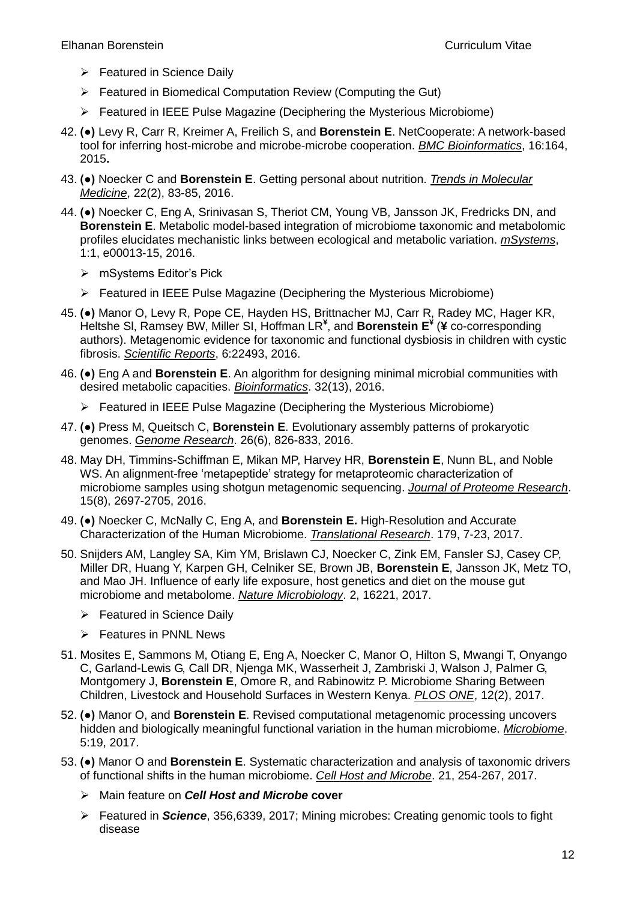- Featured in Science Daily
- Featured in Biomedical Computation Review (Computing the Gut)
- Featured in IEEE Pulse Magazine (Deciphering the Mysterious Microbiome)

42. **(●)** Levy R, Carr R, Kreimer A, Freilich S, and **Borenstein E**. NetCooperate: A network-based tool for inferring host-microbe and microbe-microbe cooperation. *BMC Bioinformatics*, 16:164, 2015**.**

43. **(●)** Noecker C and **Borenstein E**. Getting personal about nutrition. *Trends in Molecular Medicine*, 22(2), 83-85, 2016.

44. **(●)** Noecker C, Eng A, Srinivasan S, Theriot CM, Young VB, Jansson JK, Fredricks DN, and **Borenstein E**. Metabolic model-based integration of microbiome taxonomic and metabolomic profiles elucidates mechanistic links between ecological and metabolic variation. *mSystems*, 1:1, e00013-15, 2016.
    - mSystems Editor's Pick
    - Featured in IEEE Pulse Magazine (Deciphering the Mysterious Microbiome)

45. **(●)** Manor O, Levy R, Pope CE, Hayden HS, Brittnacher MJ, Carr R, Radey MC, Hager KR, Heltshe Sl, Ramsey BW, Miller SI, Hoffman LR[¥], and **Borenstein E**[¥] (¥ co-corresponding authors). Metagenomic evidence for taxonomic and functional dysbiosis in children with cystic fibrosis. *Scientific Reports*, 6:22493, 2016.

46. **(●)** Eng A and **Borenstein E**. An algorithm for designing minimal microbial communities with desired metabolic capacities. *Bioinformatics*. 32(13), 2016.
    - Featured in IEEE Pulse Magazine (Deciphering the Mysterious Microbiome)

47. **(●)** Press M, Queitsch C, **Borenstein E**. Evolutionary assembly patterns of prokaryotic genomes. *Genome Research*. 26(6), 826-833, 2016.

48. May DH, Timmins-Schiffman E, Mikan MP, Harvey HR, **Borenstein E**, Nunn BL, and Noble WS. An alignment-free 'metapeptide' strategy for metaproteomic characterization of microbiome samples using shotgun metagenomic sequencing. *Journal of Proteome Research*. 15(8), 2697-2705, 2016.

49. **(●)** Noecker C, McNally C, Eng A, and **Borenstein E.** High-Resolution and Accurate Characterization of the Human Microbiome. *Translational Research*. 179, 7-23, 2017.

50. Snijders AM, Langley SA, Kim YM, Brislawn CJ, Noecker C, Zink EM, Fansler SJ, Casey CP, Miller DR, Huang Y, Karpen GH, Celniker SE, Brown JB, **Borenstein E**, Jansson JK, Metz TO, and Mao JH. Influence of early life exposure, host genetics and diet on the mouse gut microbiome and metabolome. *Nature Microbiology*. 2, 16221, 2017.
    - Featured in Science Daily
    - Features in PNNL News

51. Mosites E, Sammons M, Otiang E, Eng A, Noecker C, Manor O, Hilton S, Mwangi T, Onyango C, Garland-Lewis G, Call DR, Njenga MK, Wasserheit J, Zambriski J, Walson J, Palmer G, Montgomery J, **Borenstein E**, Omore R, and Rabinowitz P. Microbiome Sharing Between Children, Livestock and Household Surfaces in Western Kenya. *PLOS ONE*, 12(2), 2017.

52. **(●)** Manor O, and **Borenstein E**. Revised computational metagenomic processing uncovers hidden and biologically meaningful functional variation in the human microbiome. *Microbiome*. 5:19, 2017.

53. **(●)** Manor O and **Borenstein E**. Systematic characterization and analysis of taxonomic drivers of functional shifts in the human microbiome. *Cell Host and Microbe*. 21, 254-267, 2017.
    - Main feature on ***Cell Host and Microbe* cover**
    - Featured in ***Science***, 356,6339, 2017; Mining microbes: Creating genomic tools to fight disease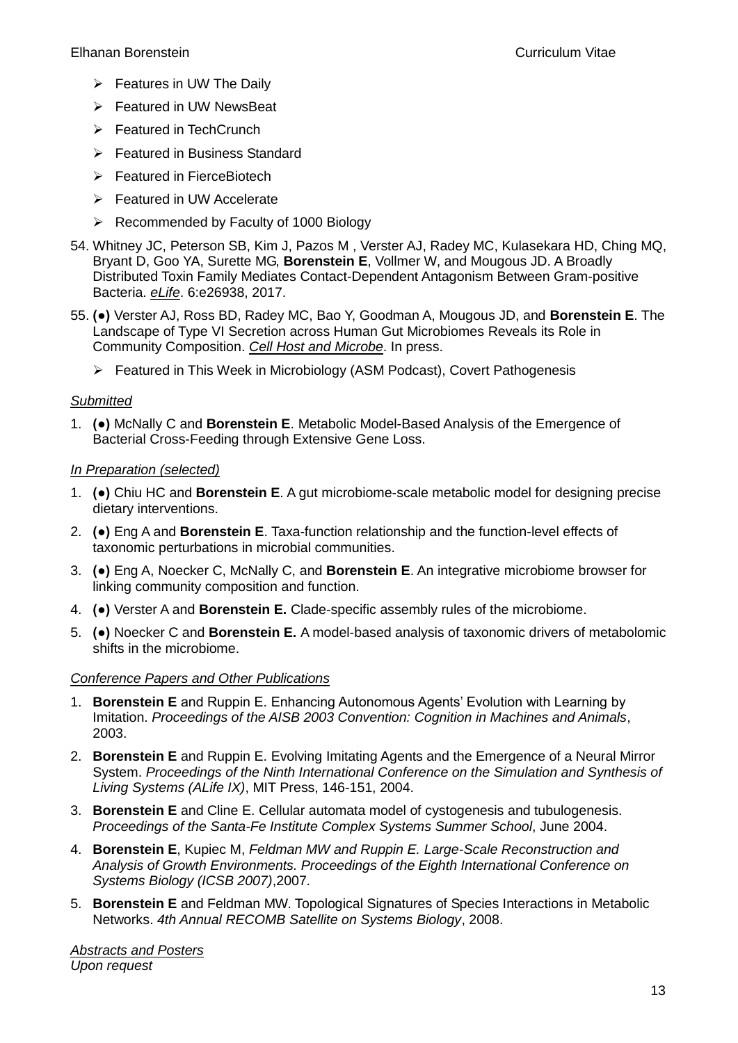- Features in UW The Daily
- Featured in UW NewsBeat
- Featured in TechCrunch
- Featured in Business Standard
- Featured in FierceBiotech
- Featured in UW Accelerate
- Recommended by Faculty of 1000 Biology

54. Whitney JC, Peterson SB, Kim J, Pazos M , Verster AJ, Radey MC, Kulasekara HD, Ching MQ, Bryant D, Goo YA, Surette MG, **Borenstein E**, Vollmer W, and Mougous JD. A Broadly Distributed Toxin Family Mediates Contact-Dependent Antagonism Between Gram-positive Bacteria. *eLife*. 6:e26938, 2017.
55. **(●)** Verster AJ, Ross BD, Radey MC, Bao Y, Goodman A, Mougous JD, and **Borenstein E**. The Landscape of Type VI Secretion across Human Gut Microbiomes Reveals its Role in Community Composition. *Cell Host and Microbe*. In press.
    - Featured in This Week in Microbiology (ASM Podcast), Covert Pathogenesis

*Submitted*

1. **(●)** McNally C and **Borenstein E**. Metabolic Model-Based Analysis of the Emergence of Bacterial Cross-Feeding through Extensive Gene Loss.

*In Preparation (selected)*

1. **(●)** Chiu HC and **Borenstein E**. A gut microbiome-scale metabolic model for designing precise dietary interventions.
2. **(●)** Eng A and **Borenstein E**. Taxa-function relationship and the function-level effects of taxonomic perturbations in microbial communities.
3. **(●)** Eng A, Noecker C, McNally C, and **Borenstein E**. An integrative microbiome browser for linking community composition and function.
4. **(●)** Verster A and **Borenstein E.** Clade-specific assembly rules of the microbiome.
5. **(●)** Noecker C and **Borenstein E.** A model-based analysis of taxonomic drivers of metabolomic shifts in the microbiome.

*Conference Papers and Other Publications*

1. **Borenstein E** and Ruppin E. Enhancing Autonomous Agents' Evolution with Learning by Imitation. *Proceedings of the AISB 2003 Convention: Cognition in Machines and Animals*, 2003.
2. **Borenstein E** and Ruppin E. Evolving Imitating Agents and the Emergence of a Neural Mirror System. *Proceedings of the Ninth International Conference on the Simulation and Synthesis of Living Systems (ALife IX)*, MIT Press, 146-151, 2004.
3. **Borenstein E** and Cline E. Cellular automata model of cystogenesis and tubulogenesis. *Proceedings of the Santa-Fe Institute Complex Systems Summer School*, June 2004.
4. **Borenstein E**, Kupiec M, *Feldman MW and Ruppin E. Large-Scale Reconstruction and Analysis of Growth Environments. Proceedings of the Eighth International Conference on Systems Biology (ICSB 2007)*,2007.
5. **Borenstein E** and Feldman MW. Topological Signatures of Species Interactions in Metabolic Networks. *4th Annual RECOMB Satellite on Systems Biology*, 2008.

*Abstracts and Posters*
*Upon request*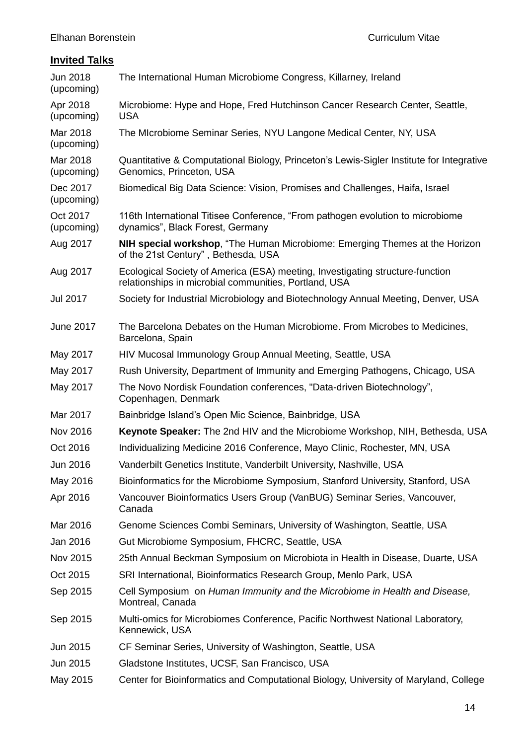## Invited Talks

| | |
|---|---|
| Jun 2018 (upcoming) | The International Human Microbiome Congress, Killarney, Ireland |
| Apr 2018 (upcoming) | Microbiome: Hype and Hope, Fred Hutchinson Cancer Research Center, Seattle, USA |
| Mar 2018 (upcoming) | The MIcrobiome Seminar Series, NYU Langone Medical Center, NY, USA |
| Mar 2018 (upcoming) | Quantitative & Computational Biology, Princeton's Lewis-Sigler Institute for Integrative Genomics, Princeton, USA |
| Dec 2017 (upcoming) | Biomedical Big Data Science: Vision, Promises and Challenges, Haifa, Israel |
| Oct 2017 (upcoming) | 116th International Titisee Conference, "From pathogen evolution to microbiome dynamics", Black Forest, Germany |
| Aug 2017 | **NIH special workshop**, "The Human Microbiome: Emerging Themes at the Horizon of the 21st Century" , Bethesda, USA |
| Aug 2017 | Ecological Society of America (ESA) meeting, Investigating structure-function relationships in microbial communities, Portland, USA |
| Jul 2017 | Society for Industrial Microbiology and Biotechnology Annual Meeting, Denver, USA |
| June 2017 | The Barcelona Debates on the Human Microbiome. From Microbes to Medicines, Barcelona, Spain |
| May 2017 | HIV Mucosal Immunology Group Annual Meeting, Seattle, USA |
| May 2017 | Rush University, Department of Immunity and Emerging Pathogens, Chicago, USA |
| May 2017 | The Novo Nordisk Foundation conferences, "Data-driven Biotechnology", Copenhagen, Denmark |
| Mar 2017 | Bainbridge Island's Open Mic Science, Bainbridge, USA |
| Nov 2016 | **Keynote Speaker:** The 2nd HIV and the Microbiome Workshop, NIH, Bethesda, USA |
| Oct 2016 | Individualizing Medicine 2016 Conference, Mayo Clinic, Rochester, MN, USA |
| Jun 2016 | Vanderbilt Genetics Institute, Vanderbilt University, Nashville, USA |
| May 2016 | Bioinformatics for the Microbiome Symposium, Stanford University, Stanford, USA |
| Apr 2016 | Vancouver Bioinformatics Users Group (VanBUG) Seminar Series, Vancouver, Canada |
| Mar 2016 | Genome Sciences Combi Seminars, University of Washington, Seattle, USA |
| Jan 2016 | Gut Microbiome Symposium, FHCRC, Seattle, USA |
| Nov 2015 | 25th Annual Beckman Symposium on Microbiota in Health in Disease, Duarte, USA |
| Oct 2015 | SRI International, Bioinformatics Research Group, Menlo Park, USA |
| Sep 2015 | Cell Symposium on *Human Immunity and the Microbiome in Health and Disease,* Montreal, Canada |
| Sep 2015 | Multi-omics for Microbiomes Conference, Pacific Northwest National Laboratory, Kennewick, USA |
| Jun 2015 | CF Seminar Series, University of Washington, Seattle, USA |
| Jun 2015 | Gladstone Institutes, UCSF, San Francisco, USA |
| May 2015 | Center for Bioinformatics and Computational Biology, University of Maryland, College |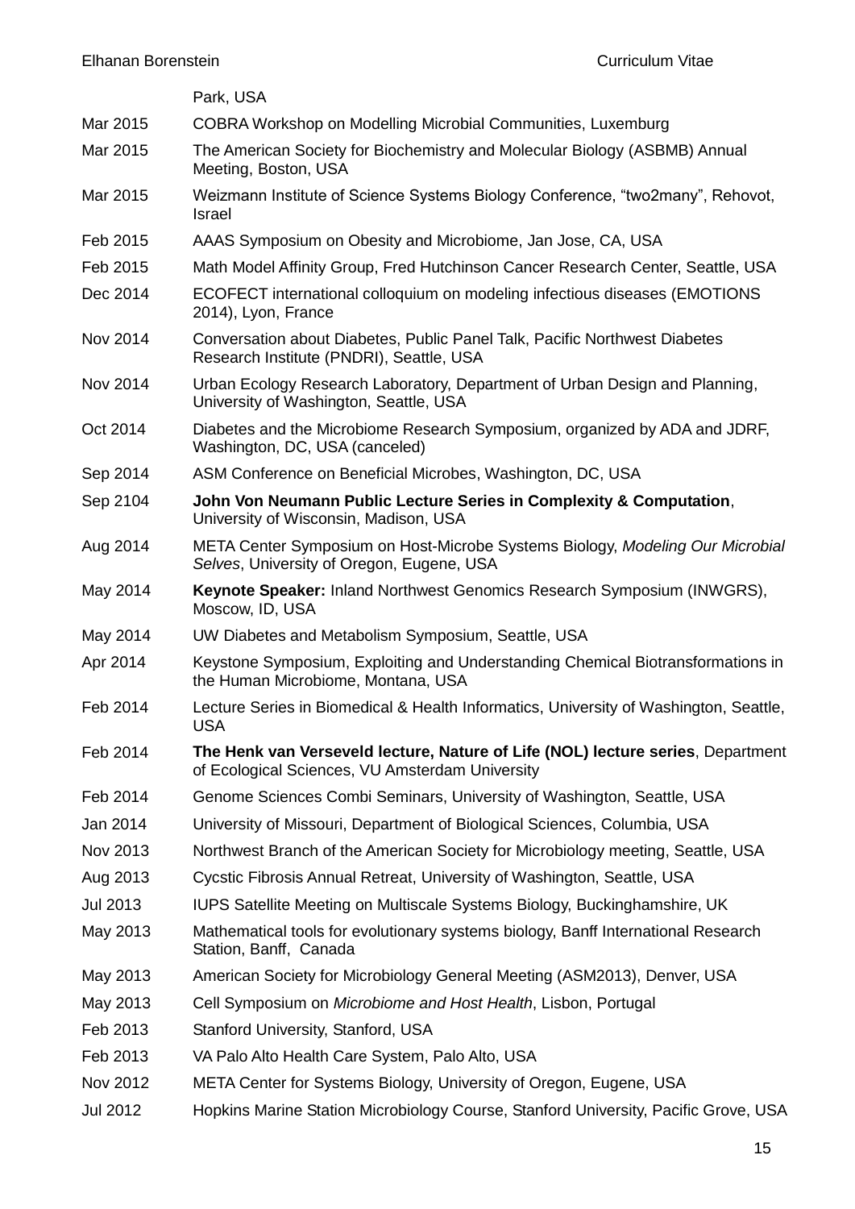| | |
|---|---|
| | Park, USA |
| Mar 2015 | COBRA Workshop on Modelling Microbial Communities, Luxemburg |
| Mar 2015 | The American Society for Biochemistry and Molecular Biology (ASBMB) Annual Meeting, Boston, USA |
| Mar 2015 | Weizmann Institute of Science Systems Biology Conference, “two2many”, Rehovot, Israel |
| Feb 2015 | AAAS Symposium on Obesity and Microbiome, Jan Jose, CA, USA |
| Feb 2015 | Math Model Affinity Group, Fred Hutchinson Cancer Research Center, Seattle, USA |
| Dec 2014 | ECOFECT international colloquium on modeling infectious diseases (EMOTIONS 2014), Lyon, France |
| Nov 2014 | Conversation about Diabetes, Public Panel Talk, Pacific Northwest Diabetes Research Institute (PNDRI), Seattle, USA |
| Nov 2014 | Urban Ecology Research Laboratory, Department of Urban Design and Planning, University of Washington, Seattle, USA |
| Oct 2014 | Diabetes and the Microbiome Research Symposium, organized by ADA and JDRF, Washington, DC, USA (canceled) |
| Sep 2014 | ASM Conference on Beneficial Microbes, Washington, DC, USA |
| Sep 2104 | **John Von Neumann Public Lecture Series in Complexity & Computation**, University of Wisconsin, Madison, USA |
| Aug 2014 | META Center Symposium on Host-Microbe Systems Biology, *Modeling Our Microbial Selves*, University of Oregon, Eugene, USA |
| May 2014 | **Keynote Speaker:** Inland Northwest Genomics Research Symposium (INWGRS), Moscow, ID, USA |
| May 2014 | UW Diabetes and Metabolism Symposium, Seattle, USA |
| Apr 2014 | Keystone Symposium, Exploiting and Understanding Chemical Biotransformations in the Human Microbiome, Montana, USA |
| Feb 2014 | Lecture Series in Biomedical & Health Informatics, University of Washington, Seattle, USA |
| Feb 2014 | **The Henk van Verseveld lecture, Nature of Life (NOL) lecture series**, Department of Ecological Sciences, VU Amsterdam University |
| Feb 2014 | Genome Sciences Combi Seminars, University of Washington, Seattle, USA |
| Jan 2014 | University of Missouri, Department of Biological Sciences, Columbia, USA |
| Nov 2013 | Northwest Branch of the American Society for Microbiology meeting, Seattle, USA |
| Aug 2013 | Cycstic Fibrosis Annual Retreat, University of Washington, Seattle, USA |
| Jul 2013 | IUPS Satellite Meeting on Multiscale Systems Biology, Buckinghamshire, UK |
| May 2013 | Mathematical tools for evolutionary systems biology, Banff International Research Station, Banff, Canada |
| May 2013 | American Society for Microbiology General Meeting (ASM2013), Denver, USA |
| May 2013 | Cell Symposium on *Microbiome and Host Health*, Lisbon, Portugal |
| Feb 2013 | Stanford University, Stanford, USA |
| Feb 2013 | VA Palo Alto Health Care System, Palo Alto, USA |
| Nov 2012 | META Center for Systems Biology, University of Oregon, Eugene, USA |
| Jul 2012 | Hopkins Marine Station Microbiology Course, Stanford University, Pacific Grove, USA |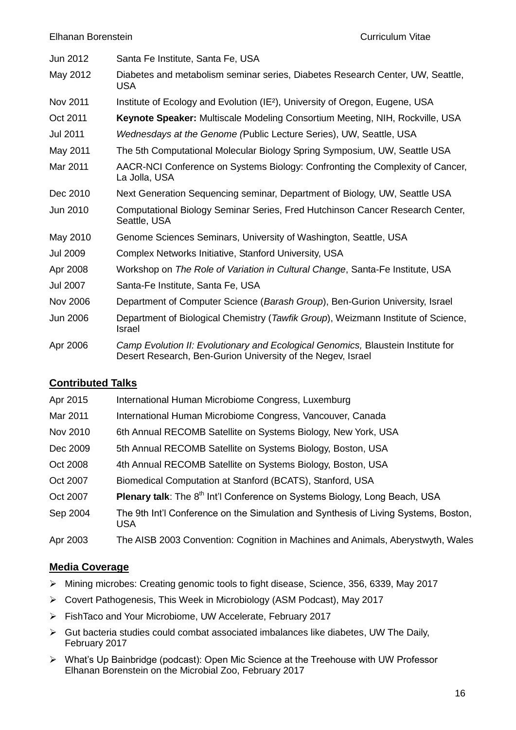| | |
|---|---|
| Jun 2012 | Santa Fe Institute, Santa Fe, USA |
| May 2012 | Diabetes and metabolism seminar series, Diabetes Research Center, UW, Seattle, USA |
| Nov 2011 | Institute of Ecology and Evolution ($IE^2$), University of Oregon, Eugene, USA |
| Oct 2011 | **Keynote Speaker:** Multiscale Modeling Consortium Meeting, NIH, Rockville, USA |
| Jul 2011 | *Wednesdays at the Genome (*Public Lecture Series), UW, Seattle, USA |
| May 2011 | The 5th Computational Molecular Biology Spring Symposium, UW, Seattle USA |
| Mar 2011 | AACR-NCI Conference on Systems Biology: Confronting the Complexity of Cancer, La Jolla, USA |
| Dec 2010 | Next Generation Sequencing seminar, Department of Biology, UW, Seattle USA |
| Jun 2010 | Computational Biology Seminar Series, Fred Hutchinson Cancer Research Center, Seattle, USA |
| May 2010 | Genome Sciences Seminars, University of Washington, Seattle, USA |
| Jul 2009 | Complex Networks Initiative, Stanford University, USA |
| Apr 2008 | Workshop on *The Role of Variation in Cultural Change*, Santa-Fe Institute, USA |
| Jul 2007 | Santa-Fe Institute, Santa Fe, USA |
| Nov 2006 | Department of Computer Science (*Barash Group*), Ben-Gurion University, Israel |
| Jun 2006 | Department of Biological Chemistry (*Tawfik Group*), Weizmann Institute of Science, Israel |
| Apr 2006 | *Camp Evolution II: Evolutionary and Ecological Genomics,* Blaustein Institute for Desert Research, Ben-Gurion University of the Negev, Israel |

## Contributed Talks

| | |
|---|---|
| Apr 2015 | International Human Microbiome Congress, Luxemburg |
| Mar 2011 | International Human Microbiome Congress, Vancouver, Canada |
| Nov 2010 | 6th Annual RECOMB Satellite on Systems Biology, New York, USA |
| Dec 2009 | 5th Annual RECOMB Satellite on Systems Biology, Boston, USA |
| Oct 2008 | 4th Annual RECOMB Satellite on Systems Biology, Boston, USA |
| Oct 2007 | Biomedical Computation at Stanford (BCATS), Stanford, USA |
| Oct 2007 | **Plenary talk**: The $8^{th}$ Int'l Conference on Systems Biology, Long Beach, USA |
| Sep 2004 | The 9th Int'l Conference on the Simulation and Synthesis of Living Systems, Boston, USA |
| Apr 2003 | The AISB 2003 Convention: Cognition in Machines and Animals, Aberystwyth, Wales |

## Media Coverage

- Mining microbes: Creating genomic tools to fight disease, Science, 356, 6339, May 2017
- Covert Pathogenesis, This Week in Microbiology (ASM Podcast), May 2017
- FishTaco and Your Microbiome, UW Accelerate, February 2017
- Gut bacteria studies could combat associated imbalances like diabetes, UW The Daily, February 2017
- What's Up Bainbridge (podcast): Open Mic Science at the Treehouse with UW Professor Elhanan Borenstein on the Microbial Zoo, February 2017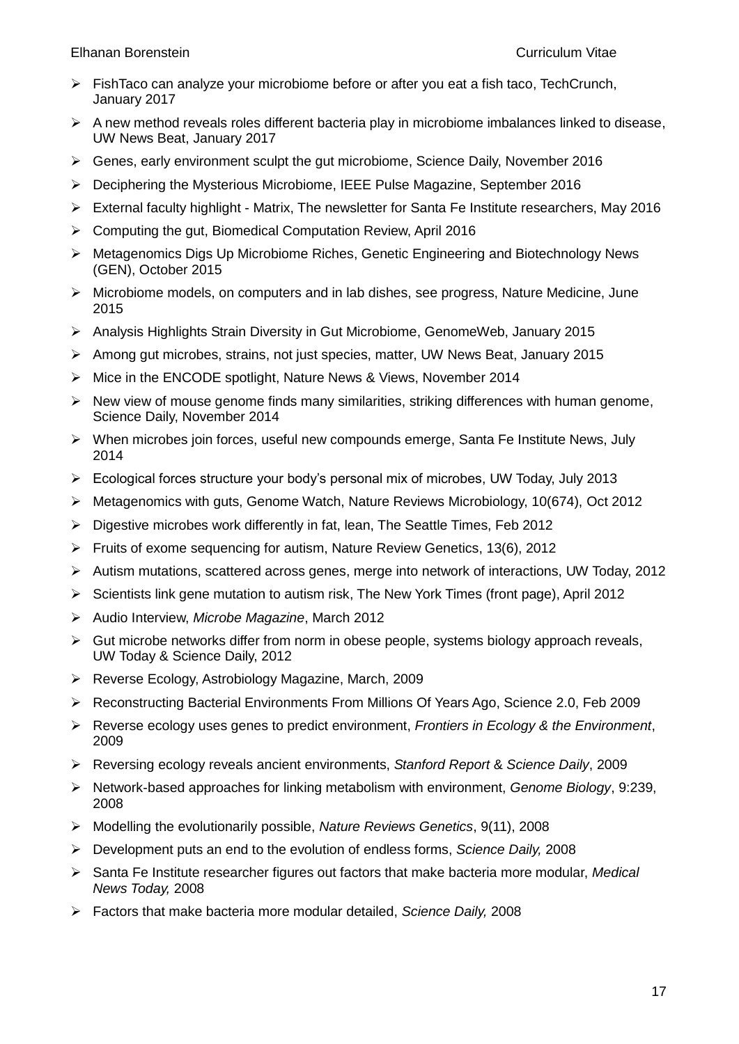- FishTaco can analyze your microbiome before or after you eat a fish taco, TechCrunch, January 2017
- A new method reveals roles different bacteria play in microbiome imbalances linked to disease, UW News Beat, January 2017
- Genes, early environment sculpt the gut microbiome, Science Daily, November 2016
- Deciphering the Mysterious Microbiome, IEEE Pulse Magazine, September 2016
- External faculty highlight - Matrix, The newsletter for Santa Fe Institute researchers, May 2016
- Computing the gut, Biomedical Computation Review, April 2016
- Metagenomics Digs Up Microbiome Riches, Genetic Engineering and Biotechnology News (GEN), October 2015
- Microbiome models, on computers and in lab dishes, see progress, Nature Medicine, June 2015
- Analysis Highlights Strain Diversity in Gut Microbiome, GenomeWeb, January 2015
- Among gut microbes, strains, not just species, matter, UW News Beat, January 2015
- Mice in the ENCODE spotlight, Nature News & Views, November 2014
- New view of mouse genome finds many similarities, striking differences with human genome, Science Daily, November 2014
- When microbes join forces, useful new compounds emerge, Santa Fe Institute News, July 2014
- Ecological forces structure your body's personal mix of microbes, UW Today, July 2013
- Metagenomics with guts, Genome Watch, Nature Reviews Microbiology, 10(674), Oct 2012
- Digestive microbes work differently in fat, lean, The Seattle Times, Feb 2012
- Fruits of exome sequencing for autism, Nature Review Genetics, 13(6), 2012
- Autism mutations, scattered across genes, merge into network of interactions, UW Today, 2012
- Scientists link gene mutation to autism risk, The New York Times (front page), April 2012
- Audio Interview, *Microbe Magazine*, March 2012
- Gut microbe networks differ from norm in obese people, systems biology approach reveals, UW Today & Science Daily, 2012
- Reverse Ecology, Astrobiology Magazine, March, 2009
- Reconstructing Bacterial Environments From Millions Of Years Ago, Science 2.0, Feb 2009
- Reverse ecology uses genes to predict environment, *Frontiers in Ecology & the Environment*, 2009
- Reversing ecology reveals ancient environments, *Stanford Report* & *Science Daily*, 2009
- Network-based approaches for linking metabolism with environment, *Genome Biology*, 9:239, 2008
- Modelling the evolutionarily possible, *Nature Reviews Genetics*, 9(11), 2008
- Development puts an end to the evolution of endless forms, *Science Daily,* 2008
- Santa Fe Institute researcher figures out factors that make bacteria more modular, *Medical News Today,* 2008
- Factors that make bacteria more modular detailed, *Science Daily,* 2008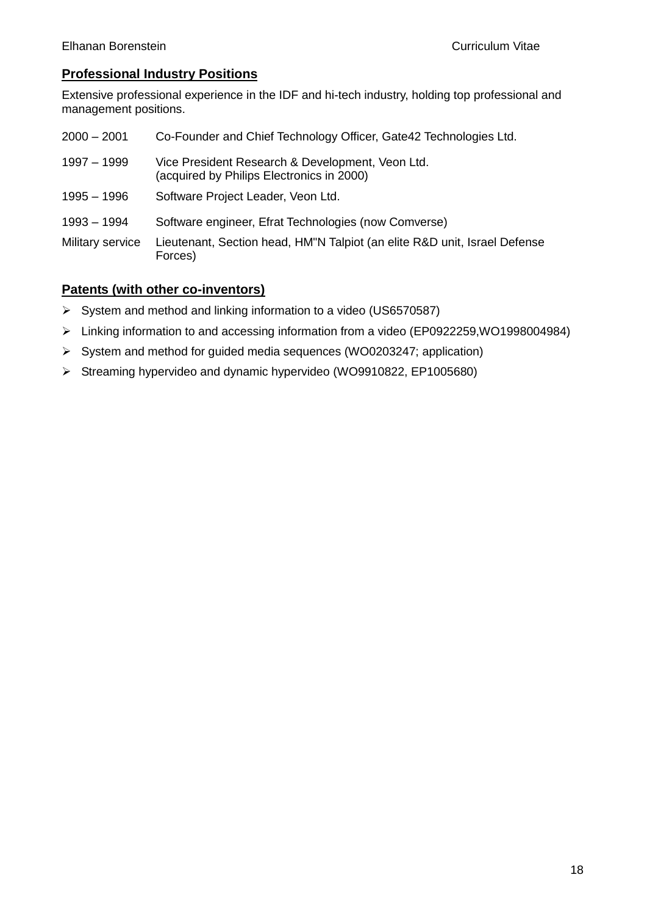## Professional Industry Positions

Extensive professional experience in the IDF and hi-tech industry, holding top professional and management positions.

| | |
|---|---|
| 2000 – 2001 | Co-Founder and Chief Technology Officer, Gate42 Technologies Ltd. |
| 1997 – 1999 | Vice President Research & Development, Veon Ltd. (acquired by Philips Electronics in 2000) |
| 1995 – 1996 | Software Project Leader, Veon Ltd. |
| 1993 – 1994 | Software engineer, Efrat Technologies (now Comverse) |
| Military service | Lieutenant, Section head, HM"N Talpiot (an elite R&D unit, Israel Defense Forces) |

## Patents (with other co-inventors)

- System and method and linking information to a video (US6570587)
- Linking information to and accessing information from a video (EP0922259,WO1998004984)
- System and method for guided media sequences (WO0203247; application)
- Streaming hypervideo and dynamic hypervideo (WO9910822, EP1005680)